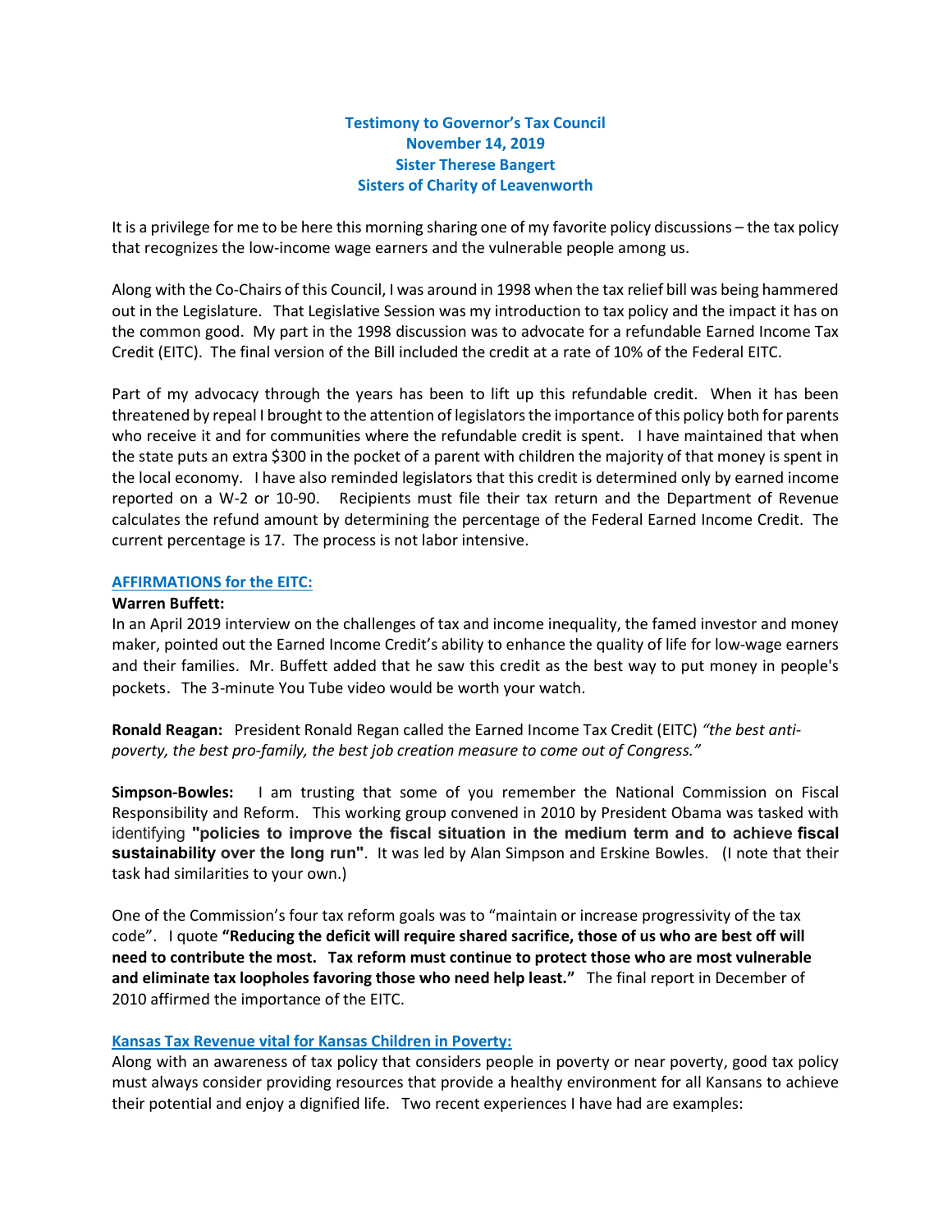**Testimony to Governor's Tax Council**
**November 14, 2019**
**Sister Therese Bangert**
**Sisters of Charity of Leavenworth**

It is a privilege for me to be here this morning sharing one of my favorite policy discussions – the tax policy that recognizes the low-income wage earners and the vulnerable people among us.

Along with the Co-Chairs of this Council, I was around in 1998 when the tax relief bill was being hammered out in the Legislature. That Legislative Session was my introduction to tax policy and the impact it has on the common good. My part in the 1998 discussion was to advocate for a refundable Earned Income Tax Credit (EITC). The final version of the Bill included the credit at a rate of 10% of the Federal EITC.

Part of my advocacy through the years has been to lift up this refundable credit. When it has been threatened by repeal I brought to the attention of legislators the importance of this policy both for parents who receive it and for communities where the refundable credit is spent. I have maintained that when the state puts an extra $300 in the pocket of a parent with children the majority of that money is spent in the local economy. I have also reminded legislators that this credit is determined only by earned income reported on a W-2 or 10-90. Recipients must file their tax return and the Department of Revenue calculates the refund amount by determining the percentage of the Federal Earned Income Credit. The current percentage is 17. The process is not labor intensive.

## AFFIRMATIONS for the EITC:

**Warren Buffett:**
In an April 2019 interview on the challenges of tax and income inequality, the famed investor and money maker, pointed out the Earned Income Credit's ability to enhance the quality of life for low-wage earners and their families. Mr. Buffett added that he saw this credit as the best way to put money in people's pockets. The 3-minute You Tube video would be worth your watch.

**Ronald Reagan:** President Ronald Regan called the Earned Income Tax Credit (EITC) *"the best anti-poverty, the best pro-family, the best job creation measure to come out of Congress."*

**Simpson-Bowles:** I am trusting that some of you remember the National Commission on Fiscal Responsibility and Reform. This working group convened in 2010 by President Obama was tasked with identifying **"policies to improve the fiscal situation in the medium term and to achieve fiscal sustainability over the long run"**. It was led by Alan Simpson and Erskine Bowles. (I note that their task had similarities to your own.)

One of the Commission's four tax reform goals was to "maintain or increase progressivity of the tax code". I quote **"Reducing the deficit will require shared sacrifice, those of us who are best off will need to contribute the most. Tax reform must continue to protect those who are most vulnerable and eliminate tax loopholes favoring those who need help least."** The final report in December of 2010 affirmed the importance of the EITC.

## Kansas Tax Revenue vital for Kansas Children in Poverty:

Along with an awareness of tax policy that considers people in poverty or near poverty, good tax policy must always consider providing resources that provide a healthy environment for all Kansans to achieve their potential and enjoy a dignified life. Two recent experiences I have had are examples: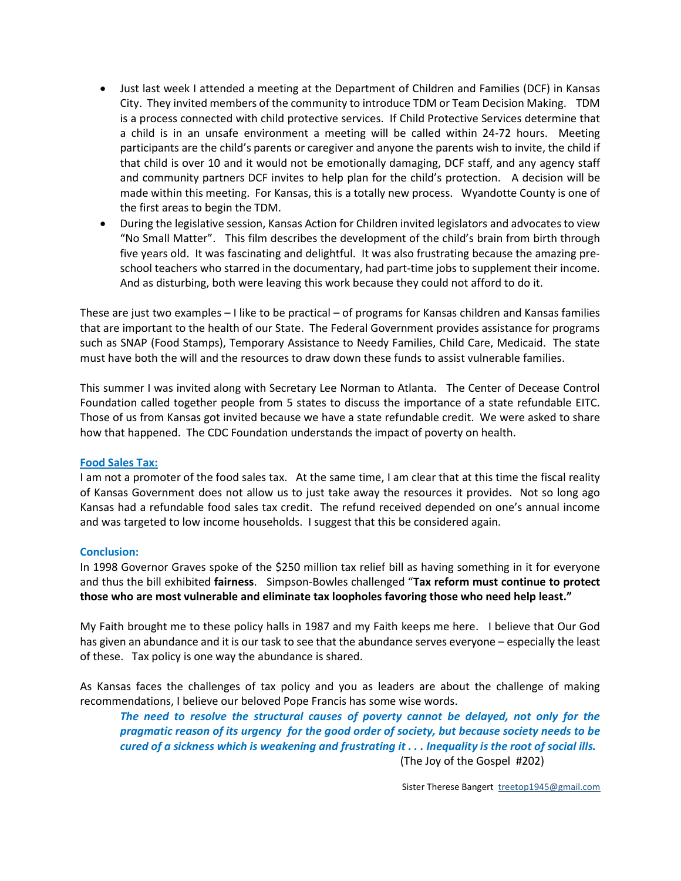- Just last week I attended a meeting at the Department of Children and Families (DCF) in Kansas City. They invited members of the community to introduce TDM or Team Decision Making. TDM is a process connected with child protective services. If Child Protective Services determine that a child is in an unsafe environment a meeting will be called within 24-72 hours. Meeting participants are the child's parents or caregiver and anyone the parents wish to invite, the child if that child is over 10 and it would not be emotionally damaging, DCF staff, and any agency staff and community partners DCF invites to help plan for the child's protection. A decision will be made within this meeting. For Kansas, this is a totally new process. Wyandotte County is one of the first areas to begin the TDM.
- During the legislative session, Kansas Action for Children invited legislators and advocates to view "No Small Matter". This film describes the development of the child's brain from birth through five years old. It was fascinating and delightful. It was also frustrating because the amazing pre-school teachers who starred in the documentary, had part-time jobs to supplement their income. And as disturbing, both were leaving this work because they could not afford to do it.

These are just two examples – I like to be practical – of programs for Kansas children and Kansas families that are important to the health of our State. The Federal Government provides assistance for programs such as SNAP (Food Stamps), Temporary Assistance to Needy Families, Child Care, Medicaid. The state must have both the will and the resources to draw down these funds to assist vulnerable families.

This summer I was invited along with Secretary Lee Norman to Atlanta. The Center of Decease Control Foundation called together people from 5 states to discuss the importance of a state refundable EITC. Those of us from Kansas got invited because we have a state refundable credit. We were asked to share how that happened. The CDC Foundation understands the impact of poverty on health.

## Food Sales Tax:

I am not a promoter of the food sales tax. At the same time, I am clear that at this time the fiscal reality of Kansas Government does not allow us to just take away the resources it provides. Not so long ago Kansas had a refundable food sales tax credit. The refund received depended on one's annual income and was targeted to low income households. I suggest that this be considered again.

## Conclusion:

In 1998 Governor Graves spoke of the $250 million tax relief bill as having something in it for everyone and thus the bill exhibited **fairness**. Simpson-Bowles challenged "**Tax reform must continue to protect those who are most vulnerable and eliminate tax loopholes favoring those who need help least."**

My Faith brought me to these policy halls in 1987 and my Faith keeps me here. I believe that Our God has given an abundance and it is our task to see that the abundance serves everyone – especially the least of these. Tax policy is one way the abundance is shared.

As Kansas faces the challenges of tax policy and you as leaders are about the challenge of making recommendations, I believe our beloved Pope Francis has some wise words.

> ***The need to resolve the structural causes of poverty cannot be delayed, not only for the pragmatic reason of its urgency for the good order of society, but because society needs to be cured of a sickness which is weakening and frustrating it . . . Inequality is the root of social ills.***
>
> (The Joy of the Gospel #202)

Sister Therese Bangert treetop1945@gmail.com